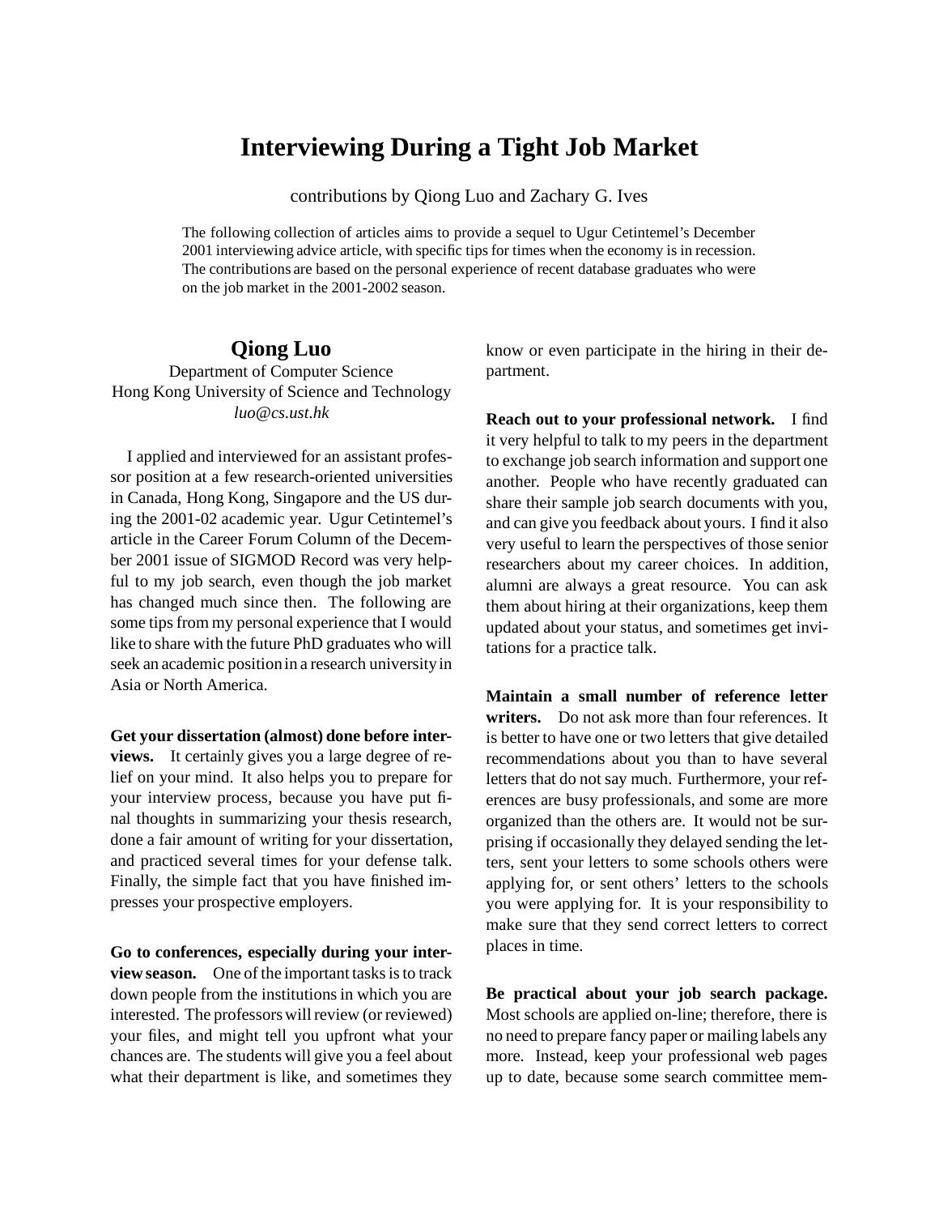# Interviewing During a Tight Job Market

contributions by Qiong Luo and Zachary G. Ives

The following collection of articles aims to provide a sequel to Ugur Cetintemel's December 2001 interviewing advice article, with specific tips for times when the economy is in recession. The contributions are based on the personal experience of recent database graduates who were on the job market in the 2001-2002 season.

## Qiong Luo

Department of Computer Science
Hong Kong University of Science and Technology
*luo@cs.ust.hk*

I applied and interviewed for an assistant professor position at a few research-oriented universities in Canada, Hong Kong, Singapore and the US during the 2001-02 academic year. Ugur Cetintemel's article in the Career Forum Column of the December 2001 issue of SIGMOD Record was very helpful to my job search, even though the job market has changed much since then. The following are some tips from my personal experience that I would like to share with the future PhD graduates who will seek an academic position in a research university in Asia or North America.

**Get your dissertation (almost) done before interviews.** It certainly gives you a large degree of relief on your mind. It also helps you to prepare for your interview process, because you have put final thoughts in summarizing your thesis research, done a fair amount of writing for your dissertation, and practiced several times for your defense talk. Finally, the simple fact that you have finished impresses your prospective employers.

**Go to conferences, especially during your interview season.** One of the important tasks is to track down people from the institutions in which you are interested. The professors will review (or reviewed) your files, and might tell you upfront what your chances are. The students will give you a feel about what their department is like, and sometimes they know or even participate in the hiring in their department.

**Reach out to your professional network.** I find it very helpful to talk to my peers in the department to exchange job search information and support one another. People who have recently graduated can share their sample job search documents with you, and can give you feedback about yours. I find it also very useful to learn the perspectives of those senior researchers about my career choices. In addition, alumni are always a great resource. You can ask them about hiring at their organizations, keep them updated about your status, and sometimes get invitations for a practice talk.

**Maintain a small number of reference letter writers.** Do not ask more than four references. It is better to have one or two letters that give detailed recommendations about you than to have several letters that do not say much. Furthermore, your references are busy professionals, and some are more organized than the others are. It would not be surprising if occasionally they delayed sending the letters, sent your letters to some schools others were applying for, or sent others' letters to the schools you were applying for. It is your responsibility to make sure that they send correct letters to correct places in time.

**Be practical about your job search package.** Most schools are applied on-line; therefore, there is no need to prepare fancy paper or mailing labels any more. Instead, keep your professional web pages up to date, because some search committee mem-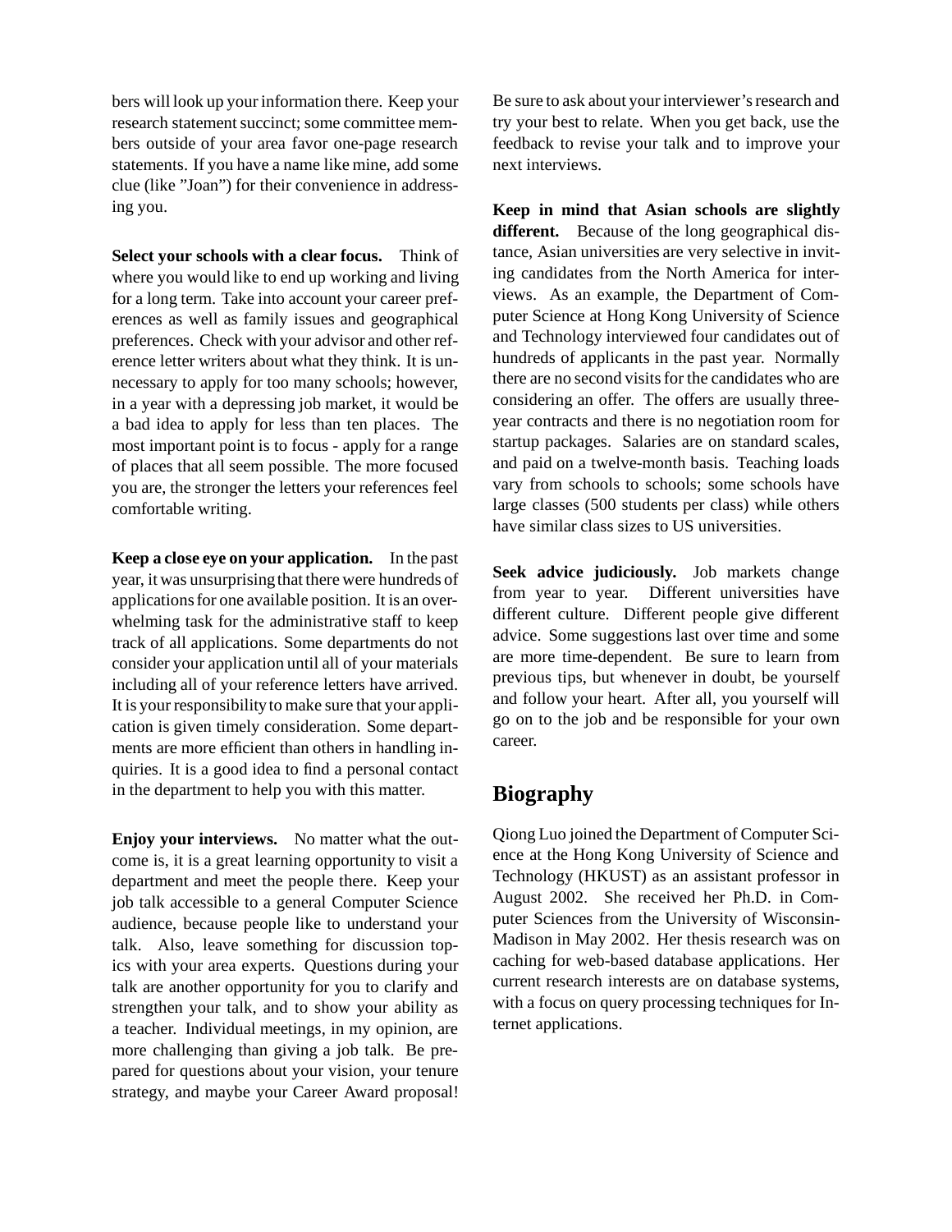bers will look up your information there. Keep your research statement succinct; some committee members outside of your area favor one-page research statements. If you have a name like mine, add some clue (like "Joan") for their convenience in addressing you.

**Select your schools with a clear focus.** Think of where you would like to end up working and living for a long term. Take into account your career preferences as well as family issues and geographical preferences. Check with your advisor and other reference letter writers about what they think. It is unnecessary to apply for too many schools; however, in a year with a depressing job market, it would be a bad idea to apply for less than ten places. The most important point is to focus - apply for a range of places that all seem possible. The more focused you are, the stronger the letters your references feel comfortable writing.

**Keep a close eye on your application.** In the past year, it was unsurprising that there were hundreds of applications for one available position. It is an overwhelming task for the administrative staff to keep track of all applications. Some departments do not consider your application until all of your materials including all of your reference letters have arrived. It is your responsibility to make sure that your application is given timely consideration. Some departments are more efficient than others in handling inquiries. It is a good idea to find a personal contact in the department to help you with this matter.

**Enjoy your interviews.** No matter what the outcome is, it is a great learning opportunity to visit a department and meet the people there. Keep your job talk accessible to a general Computer Science audience, because people like to understand your talk. Also, leave something for discussion topics with your area experts. Questions during your talk are another opportunity for you to clarify and strengthen your talk, and to show your ability as a teacher. Individual meetings, in my opinion, are more challenging than giving a job talk. Be prepared for questions about your vision, your tenure strategy, and maybe your Career Award proposal! Be sure to ask about your interviewer's research and try your best to relate. When you get back, use the feedback to revise your talk and to improve your next interviews.

**Keep in mind that Asian schools are slightly different.** Because of the long geographical distance, Asian universities are very selective in inviting candidates from the North America for interviews. As an example, the Department of Computer Science at Hong Kong University of Science and Technology interviewed four candidates out of hundreds of applicants in the past year. Normally there are no second visits for the candidates who are considering an offer. The offers are usually three-year contracts and there is no negotiation room for startup packages. Salaries are on standard scales, and paid on a twelve-month basis. Teaching loads vary from schools to schools; some schools have large classes (500 students per class) while others have similar class sizes to US universities.

**Seek advice judiciously.** Job markets change from year to year. Different universities have different culture. Different people give different advice. Some suggestions last over time and some are more time-dependent. Be sure to learn from previous tips, but whenever in doubt, be yourself and follow your heart. After all, you yourself will go on to the job and be responsible for your own career.

## Biography

Qiong Luo joined the Department of Computer Science at the Hong Kong University of Science and Technology (HKUST) as an assistant professor in August 2002. She received her Ph.D. in Computer Sciences from the University of Wisconsin-Madison in May 2002. Her thesis research was on caching for web-based database applications. Her current research interests are on database systems, with a focus on query processing techniques for Internet applications.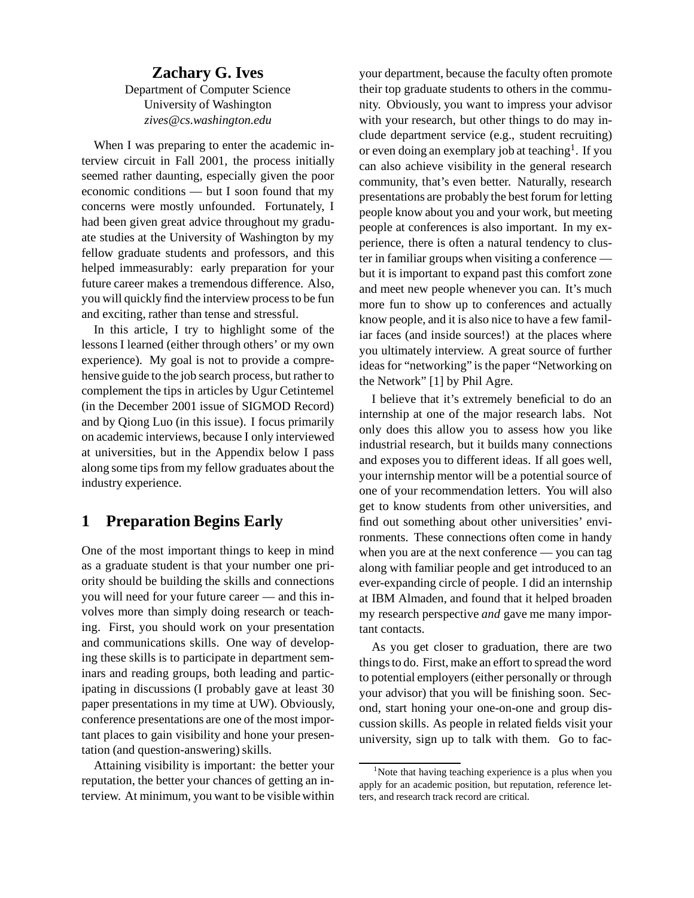**Zachary G. Ives**
Department of Computer Science
University of Washington
*zives@cs.washington.edu*

When I was preparing to enter the academic interview circuit in Fall 2001, the process initially seemed rather daunting, especially given the poor economic conditions — but I soon found that my concerns were mostly unfounded. Fortunately, I had been given great advice throughout my graduate studies at the University of Washington by my fellow graduate students and professors, and this helped immeasurably: early preparation for your future career makes a tremendous difference. Also, you will quickly find the interview process to be fun and exciting, rather than tense and stressful.

In this article, I try to highlight some of the lessons I learned (either through others' or my own experience). My goal is not to provide a comprehensive guide to the job search process, but rather to complement the tips in articles by Ugur Cetintemel (in the December 2001 issue of SIGMOD Record) and by Qiong Luo (in this issue). I focus primarily on academic interviews, because I only interviewed at universities, but in the Appendix below I pass along some tips from my fellow graduates about the industry experience.

## 1 Preparation Begins Early

One of the most important things to keep in mind as a graduate student is that your number one priority should be building the skills and connections you will need for your future career — and this involves more than simply doing research or teaching. First, you should work on your presentation and communications skills. One way of developing these skills is to participate in department seminars and reading groups, both leading and participating in discussions (I probably gave at least 30 paper presentations in my time at UW). Obviously, conference presentations are one of the most important places to gain visibility and hone your presentation (and question-answering) skills.

Attaining visibility is important: the better your reputation, the better your chances of getting an interview. At minimum, you want to be visible within your department, because the faculty often promote their top graduate students to others in the community. Obviously, you want to impress your advisor with your research, but other things to do may include department service (e.g., student recruiting) or even doing an exemplary job at teaching[1]. If you can also achieve visibility in the general research community, that's even better. Naturally, research presentations are probably the best forum for letting people know about you and your work, but meeting people at conferences is also important. In my experience, there is often a natural tendency to cluster in familiar groups when visiting a conference — but it is important to expand past this comfort zone and meet new people whenever you can. It's much more fun to show up to conferences and actually know people, and it is also nice to have a few familiar faces (and inside sources!) at the places where you ultimately interview. A great source of further ideas for "networking" is the paper "Networking on the Network" [1] by Phil Agre.

I believe that it's extremely beneficial to do an internship at one of the major research labs. Not only does this allow you to assess how you like industrial research, but it builds many connections and exposes you to different ideas. If all goes well, your internship mentor will be a potential source of one of your recommendation letters. You will also get to know students from other universities, and find out something about other universities' environments. These connections often come in handy when you are at the next conference — you can tag along with familiar people and get introduced to an ever-expanding circle of people. I did an internship at IBM Almaden, and found that it helped broaden my research perspective *and* gave me many important contacts.

As you get closer to graduation, there are two things to do. First, make an effort to spread the word to potential employers (either personally or through your advisor) that you will be finishing soon. Second, start honing your one-on-one and group discussion skills. As people in related fields visit your university, sign up to talk with them. Go to fac-

[1] Note that having teaching experience is a plus when you apply for an academic position, but reputation, reference letters, and research track record are critical.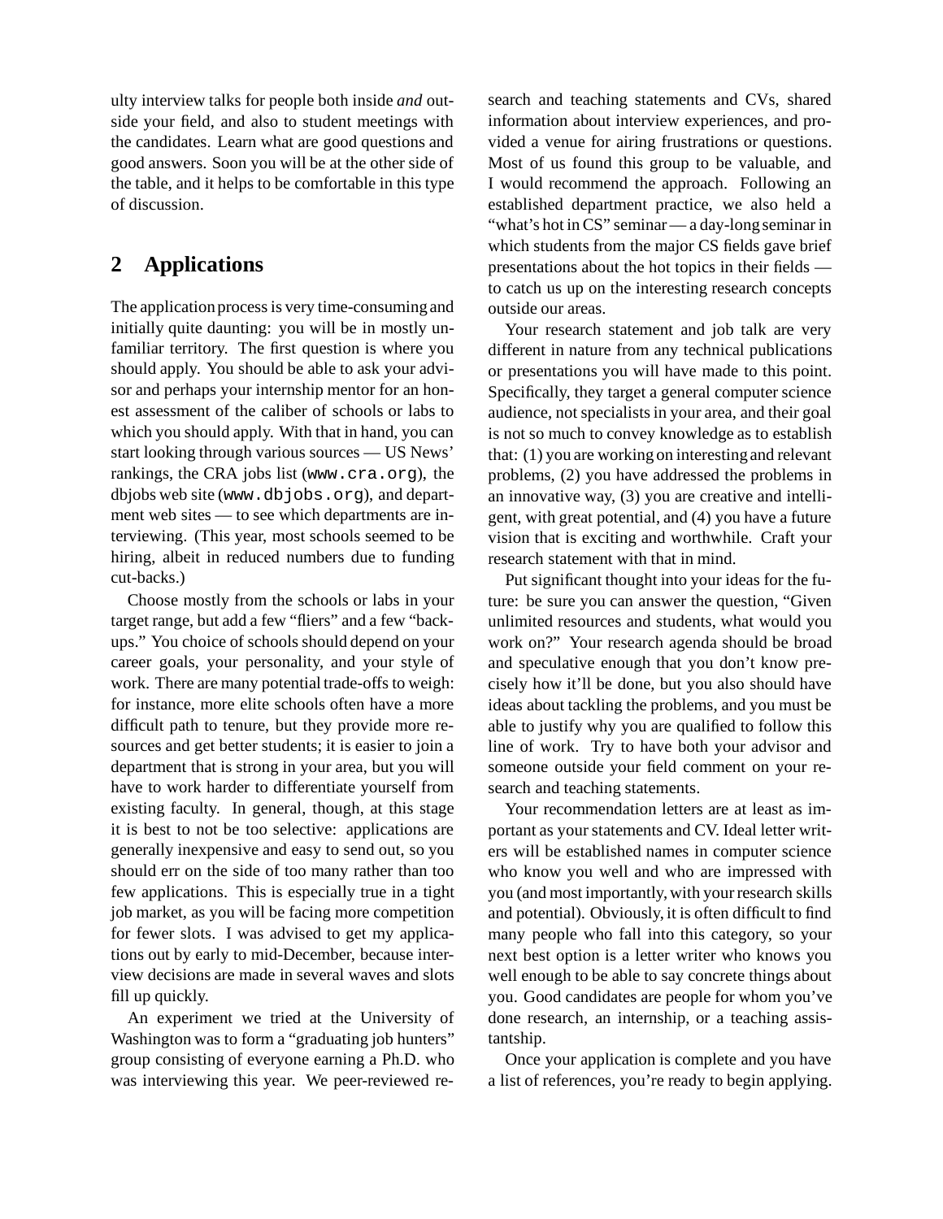ulty interview talks for people both inside *and* outside your field, and also to student meetings with the candidates. Learn what are good questions and good answers. Soon you will be at the other side of the table, and it helps to be comfortable in this type of discussion.

## 2 Applications

The application process is very time-consuming and initially quite daunting: you will be in mostly unfamiliar territory. The first question is where you should apply. You should be able to ask your advisor and perhaps your internship mentor for an honest assessment of the caliber of schools or labs to which you should apply. With that in hand, you can start looking through various sources — US News' rankings, the CRA jobs list (`www.cra.org`), the dbjobs web site (`www.dbjobs.org`), and department web sites — to see which departments are interviewing. (This year, most schools seemed to be hiring, albeit in reduced numbers due to funding cut-backs.)

Choose mostly from the schools or labs in your target range, but add a few "fliers" and a few "backups." You choice of schools should depend on your career goals, your personality, and your style of work. There are many potential trade-offs to weigh: for instance, more elite schools often have a more difficult path to tenure, but they provide more resources and get better students; it is easier to join a department that is strong in your area, but you will have to work harder to differentiate yourself from existing faculty. In general, though, at this stage it is best to not be too selective: applications are generally inexpensive and easy to send out, so you should err on the side of too many rather than too few applications. This is especially true in a tight job market, as you will be facing more competition for fewer slots. I was advised to get my applications out by early to mid-December, because interview decisions are made in several waves and slots fill up quickly.

An experiment we tried at the University of Washington was to form a "graduating job hunters" group consisting of everyone earning a Ph.D. who was interviewing this year. We peer-reviewed research and teaching statements and CVs, shared information about interview experiences, and provided a venue for airing frustrations or questions. Most of us found this group to be valuable, and I would recommend the approach. Following an established department practice, we also held a "what's hot in CS" seminar — a day-long seminar in which students from the major CS fields gave brief presentations about the hot topics in their fields — to catch us up on the interesting research concepts outside our areas.

Your research statement and job talk are very different in nature from any technical publications or presentations you will have made to this point. Specifically, they target a general computer science audience, not specialists in your area, and their goal is not so much to convey knowledge as to establish that: (1) you are working on interesting and relevant problems, (2) you have addressed the problems in an innovative way, (3) you are creative and intelligent, with great potential, and (4) you have a future vision that is exciting and worthwhile. Craft your research statement with that in mind.

Put significant thought into your ideas for the future: be sure you can answer the question, "Given unlimited resources and students, what would you work on?" Your research agenda should be broad and speculative enough that you don't know precisely how it'll be done, but you also should have ideas about tackling the problems, and you must be able to justify why you are qualified to follow this line of work. Try to have both your advisor and someone outside your field comment on your research and teaching statements.

Your recommendation letters are at least as important as your statements and CV. Ideal letter writers will be established names in computer science who know you well and who are impressed with you (and most importantly, with your research skills and potential). Obviously, it is often difficult to find many people who fall into this category, so your next best option is a letter writer who knows you well enough to be able to say concrete things about you. Good candidates are people for whom you've done research, an internship, or a teaching assistantship.

Once your application is complete and you have a list of references, you're ready to begin applying.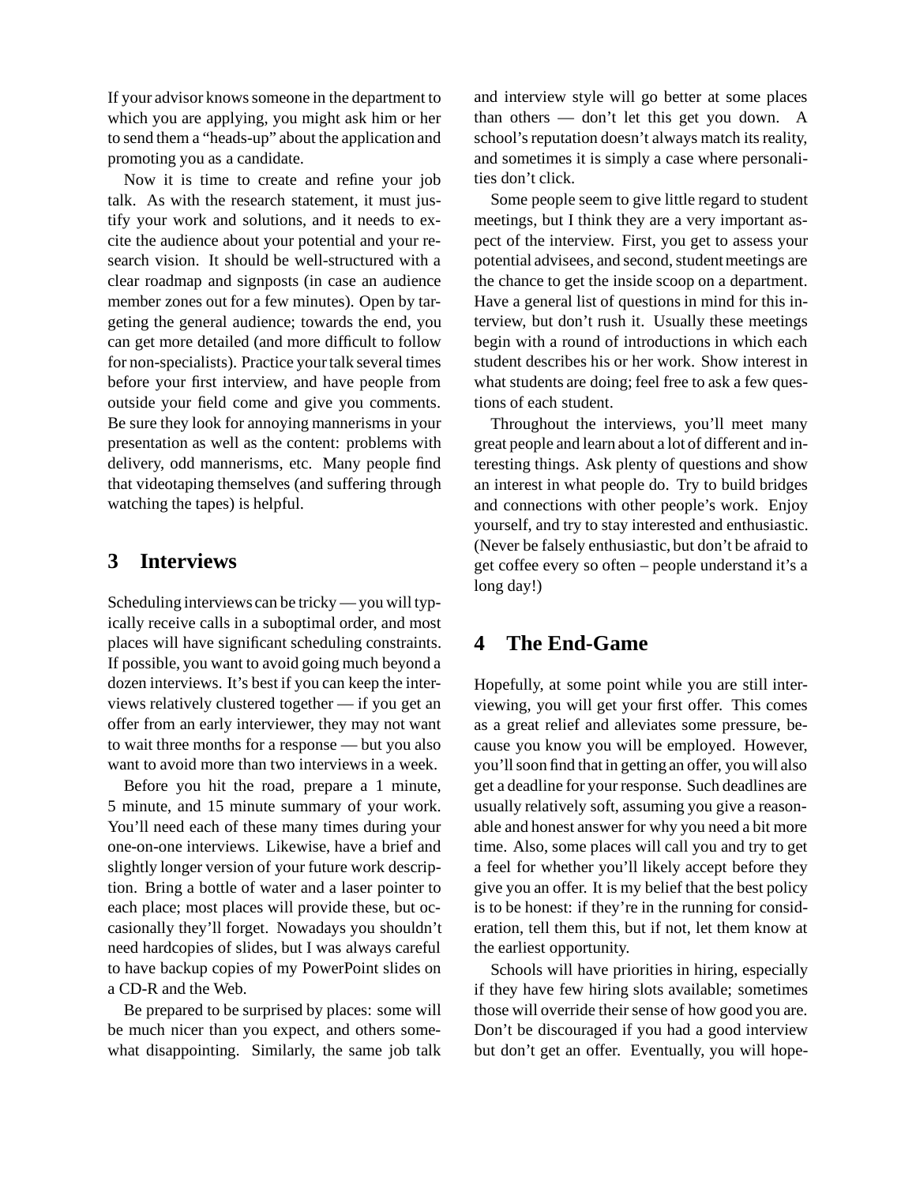If your advisor knows someone in the department to which you are applying, you might ask him or her to send them a "heads-up" about the application and promoting you as a candidate.

Now it is time to create and refine your job talk. As with the research statement, it must justify your work and solutions, and it needs to excite the audience about your potential and your research vision. It should be well-structured with a clear roadmap and signposts (in case an audience member zones out for a few minutes). Open by targeting the general audience; towards the end, you can get more detailed (and more difficult to follow for non-specialists). Practice your talk several times before your first interview, and have people from outside your field come and give you comments. Be sure they look for annoying mannerisms in your presentation as well as the content: problems with delivery, odd mannerisms, etc. Many people find that videotaping themselves (and suffering through watching the tapes) is helpful.

## 3 Interviews

Scheduling interviews can be tricky — you will typically receive calls in a suboptimal order, and most places will have significant scheduling constraints. If possible, you want to avoid going much beyond a dozen interviews. It's best if you can keep the interviews relatively clustered together — if you get an offer from an early interviewer, they may not want to wait three months for a response — but you also want to avoid more than two interviews in a week.

Before you hit the road, prepare a 1 minute, 5 minute, and 15 minute summary of your work. You'll need each of these many times during your one-on-one interviews. Likewise, have a brief and slightly longer version of your future work description. Bring a bottle of water and a laser pointer to each place; most places will provide these, but occasionally they'll forget. Nowadays you shouldn't need hardcopies of slides, but I was always careful to have backup copies of my PowerPoint slides on a CD-R and the Web.

Be prepared to be surprised by places: some will be much nicer than you expect, and others somewhat disappointing. Similarly, the same job talk and interview style will go better at some places than others — don't let this get you down. A school's reputation doesn't always match its reality, and sometimes it is simply a case where personalities don't click.

Some people seem to give little regard to student meetings, but I think they are a very important aspect of the interview. First, you get to assess your potential advisees, and second, student meetings are the chance to get the inside scoop on a department. Have a general list of questions in mind for this interview, but don't rush it. Usually these meetings begin with a round of introductions in which each student describes his or her work. Show interest in what students are doing; feel free to ask a few questions of each student.

Throughout the interviews, you'll meet many great people and learn about a lot of different and interesting things. Ask plenty of questions and show an interest in what people do. Try to build bridges and connections with other people's work. Enjoy yourself, and try to stay interested and enthusiastic. (Never be falsely enthusiastic, but don't be afraid to get coffee every so often – people understand it's a long day!)

## 4 The End-Game

Hopefully, at some point while you are still interviewing, you will get your first offer. This comes as a great relief and alleviates some pressure, because you know you will be employed. However, you'll soon find that in getting an offer, you will also get a deadline for your response. Such deadlines are usually relatively soft, assuming you give a reasonable and honest answer for why you need a bit more time. Also, some places will call you and try to get a feel for whether you'll likely accept before they give you an offer. It is my belief that the best policy is to be honest: if they're in the running for consideration, tell them this, but if not, let them know at the earliest opportunity.

Schools will have priorities in hiring, especially if they have few hiring slots available; sometimes those will override their sense of how good you are. Don't be discouraged if you had a good interview but don't get an offer. Eventually, you will hope-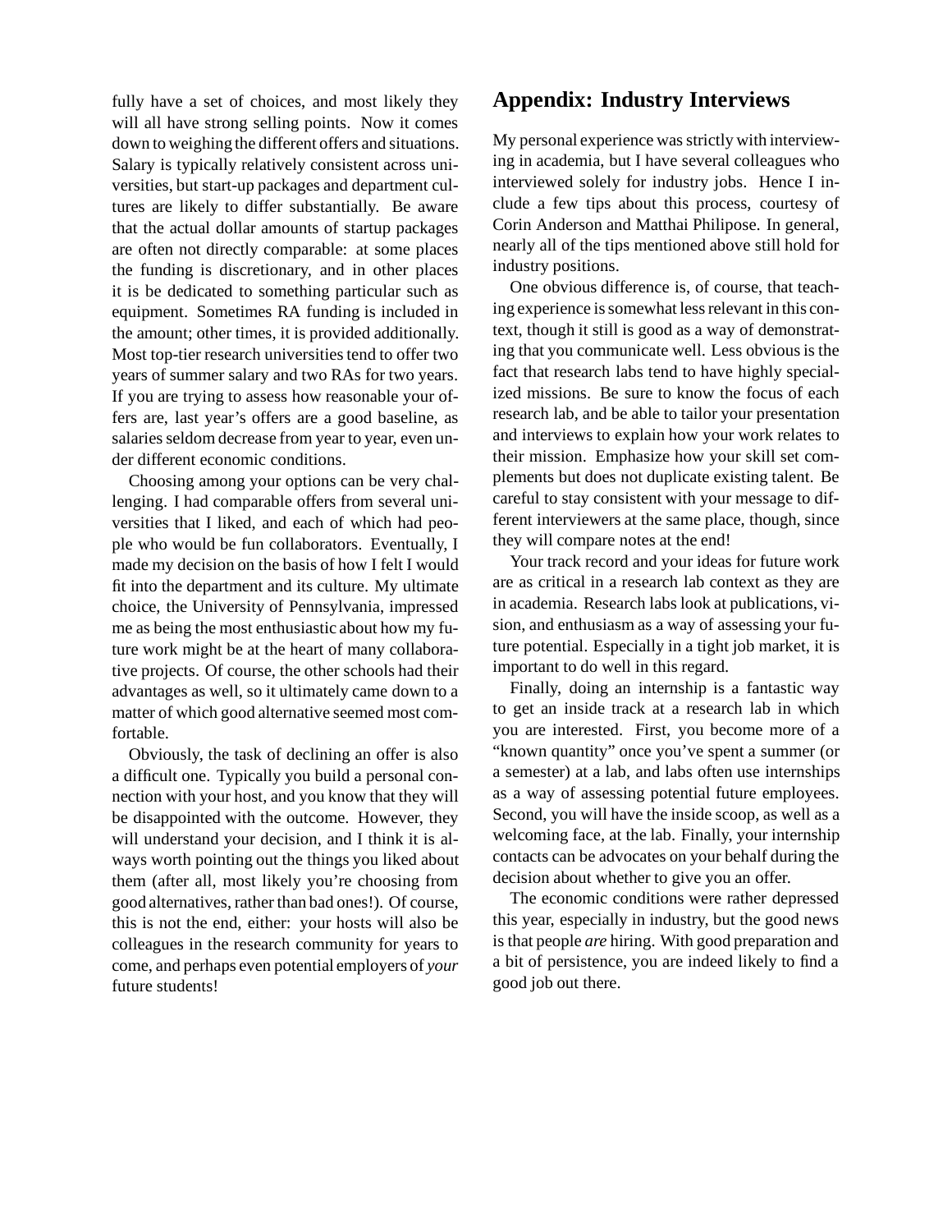fully have a set of choices, and most likely they will all have strong selling points. Now it comes down to weighing the different offers and situations. Salary is typically relatively consistent across universities, but start-up packages and department cultures are likely to differ substantially. Be aware that the actual dollar amounts of startup packages are often not directly comparable: at some places the funding is discretionary, and in other places it is be dedicated to something particular such as equipment. Sometimes RA funding is included in the amount; other times, it is provided additionally. Most top-tier research universities tend to offer two years of summer salary and two RAs for two years. If you are trying to assess how reasonable your offers are, last year's offers are a good baseline, as salaries seldom decrease from year to year, even under different economic conditions.

Choosing among your options can be very challenging. I had comparable offers from several universities that I liked, and each of which had people who would be fun collaborators. Eventually, I made my decision on the basis of how I felt I would fit into the department and its culture. My ultimate choice, the University of Pennsylvania, impressed me as being the most enthusiastic about how my future work might be at the heart of many collaborative projects. Of course, the other schools had their advantages as well, so it ultimately came down to a matter of which good alternative seemed most comfortable.

Obviously, the task of declining an offer is also a difficult one. Typically you build a personal connection with your host, and you know that they will be disappointed with the outcome. However, they will understand your decision, and I think it is always worth pointing out the things you liked about them (after all, most likely you're choosing from good alternatives, rather than bad ones!). Of course, this is not the end, either: your hosts will also be colleagues in the research community for years to come, and perhaps even potential employers of *your* future students!

## Appendix: Industry Interviews

My personal experience was strictly with interviewing in academia, but I have several colleagues who interviewed solely for industry jobs. Hence I include a few tips about this process, courtesy of Corin Anderson and Matthai Philipose. In general, nearly all of the tips mentioned above still hold for industry positions.

One obvious difference is, of course, that teaching experience is somewhat less relevant in this context, though it still is good as a way of demonstrating that you communicate well. Less obvious is the fact that research labs tend to have highly specialized missions. Be sure to know the focus of each research lab, and be able to tailor your presentation and interviews to explain how your work relates to their mission. Emphasize how your skill set complements but does not duplicate existing talent. Be careful to stay consistent with your message to different interviewers at the same place, though, since they will compare notes at the end!

Your track record and your ideas for future work are as critical in a research lab context as they are in academia. Research labs look at publications, vision, and enthusiasm as a way of assessing your future potential. Especially in a tight job market, it is important to do well in this regard.

Finally, doing an internship is a fantastic way to get an inside track at a research lab in which you are interested. First, you become more of a "known quantity" once you've spent a summer (or a semester) at a lab, and labs often use internships as a way of assessing potential future employees. Second, you will have the inside scoop, as well as a welcoming face, at the lab. Finally, your internship contacts can be advocates on your behalf during the decision about whether to give you an offer.

The economic conditions were rather depressed this year, especially in industry, but the good news is that people *are* hiring. With good preparation and a bit of persistence, you are indeed likely to find a good job out there.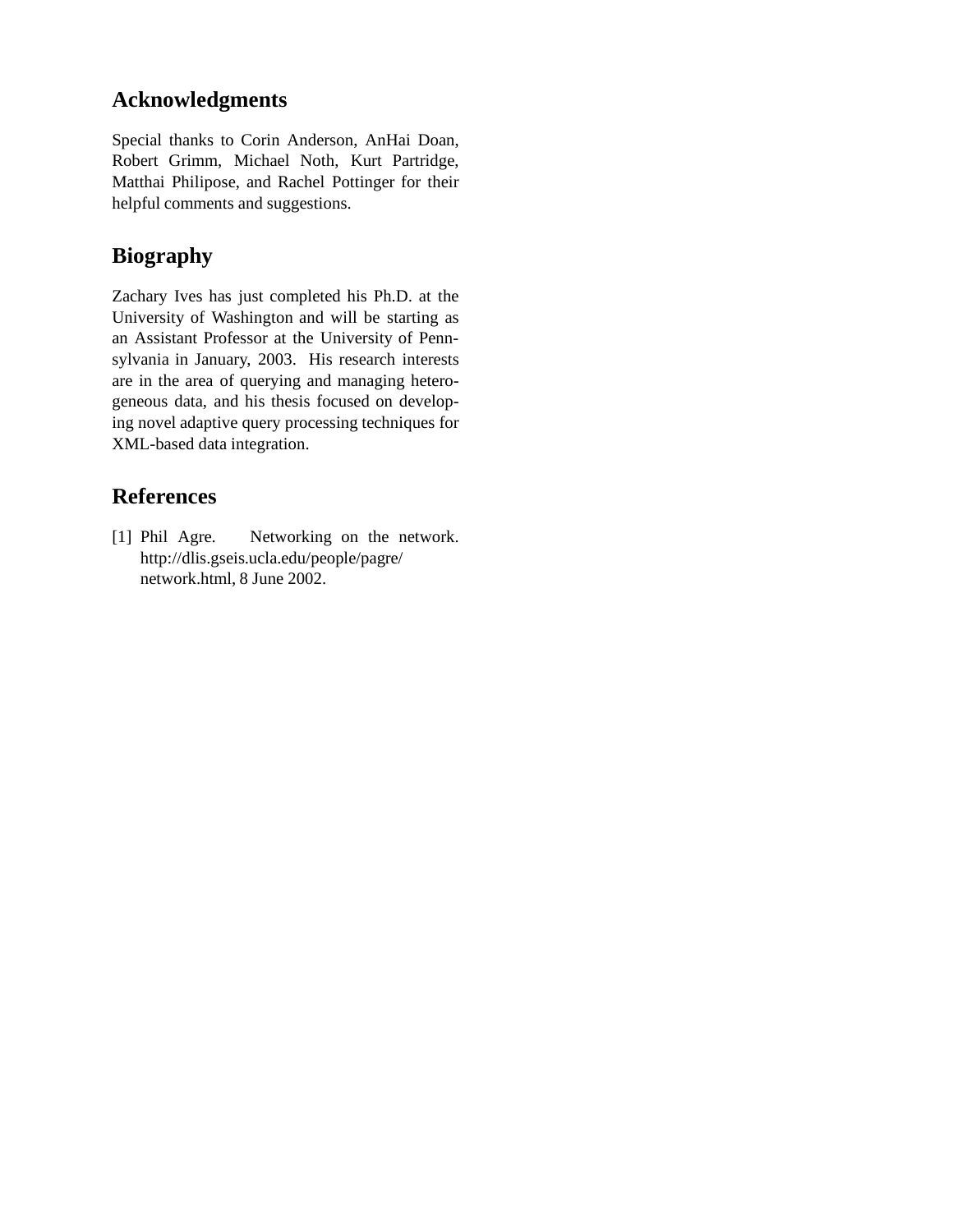## Acknowledgments

Special thanks to Corin Anderson, AnHai Doan, Robert Grimm, Michael Noth, Kurt Partridge, Matthai Philipose, and Rachel Pottinger for their helpful comments and suggestions.

## Biography

Zachary Ives has just completed his Ph.D. at the University of Washington and will be starting as an Assistant Professor at the University of Pennsylvania in January, 2003. His research interests are in the area of querying and managing heterogeneous data, and his thesis focused on developing novel adaptive query processing techniques for XML-based data integration.

## References

[1] Phil Agre. Networking on the network. http://dlis.gseis.ucla.edu/people/pagre/network.html, 8 June 2002.